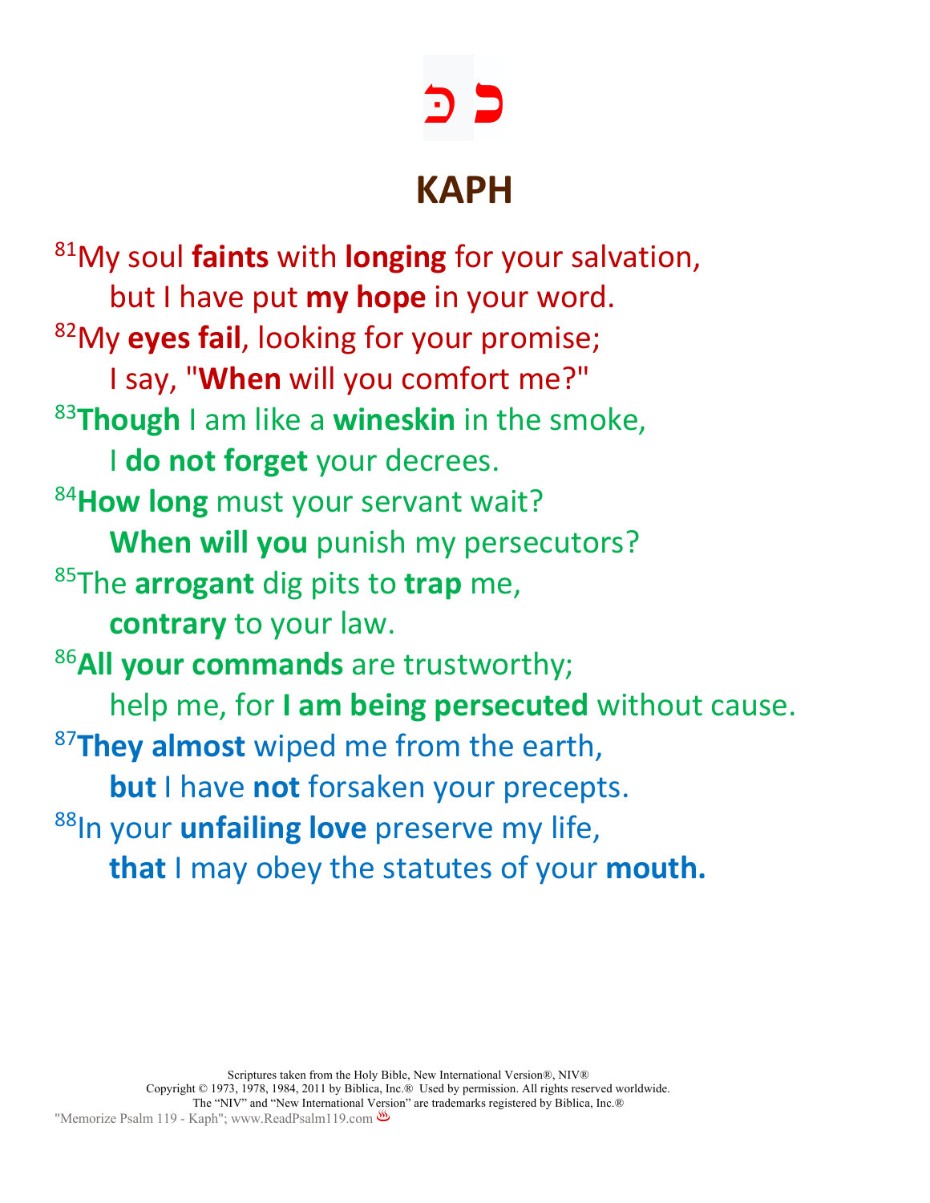# כּ

# KAPH

[81]My soul **faints** with **longing** for your salvation,
 but I have put **my hope** in your word.
[82]My **eyes fail**, looking for your promise;
 I say, "**When** will you comfort me?"
[83]**Though** I am like a **wineskin** in the smoke,
 I **do not forget** your decrees.
[84]**How long** must your servant wait?
 **When will you** punish my persecutors?
[85]The **arrogant** dig pits to **trap** me,
 **contrary** to your law.
[86]**All your commands** are trustworthy;
 help me, for **I am being persecuted** without cause.
[87]**They almost** wiped me from the earth,
 **but** I have **not** forsaken your precepts.
[88]In your **unfailing love** preserve my life,
 **that** I may obey the statutes of your **mouth.**

Scriptures taken from the Holy Bible, New International Version®, NIV®
Copyright © 1973, 1978, 1984, 2011 by Biblica, Inc.® Used by permission. All rights reserved worldwide.
The "NIV" and "New International Version" are trademarks registered by Biblica, Inc.®
"Memorize Psalm 119 - Kaph"; www.ReadPsalm119.com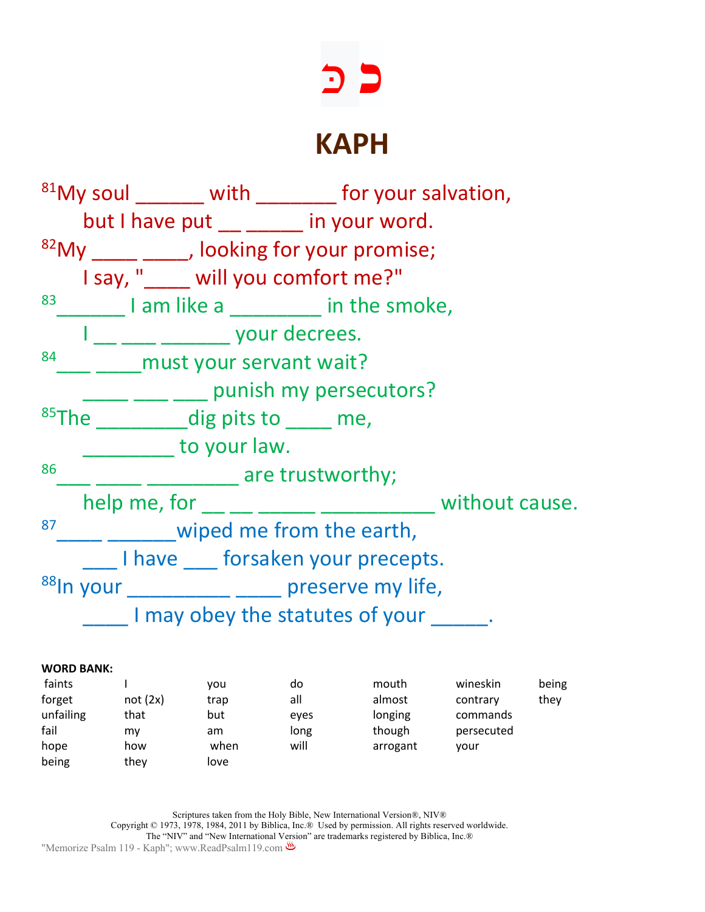כ כּ

# KAPH

[81]My soul ______ with _______ for your salvation,
but I have put __ _____ in your word.
[82]My ____ ____, looking for your promise;
I say, "____ will you comfort me?"
[83]______ I am like a ________ in the smoke,
I __ ___ ______ your decrees.
[84]___ ____must your servant wait?
____ ___ ___ punish my persecutors?
[85]The ________dig pits to ____ me,
________ to your law.
[86]___ ____ ________ are trustworthy;
help me, for __ __ _____ __________ without cause.
[87]____ ______wiped me from the earth,
___ I have ___ forsaken your precepts.
[88]In your _________ ____ preserve my life,
____ I may obey the statutes of your _____.

**WORD BANK:**

| | | | | | | |
|---|---|---|---|---|---|---|
| faints | I | you | do | mouth | wineskin | being |
| forget | not (2x) | trap | all | almost | contrary | they |
| unfailing | that | but | eyes | longing | commands | |
| fail | my | am | long | though | persecuted | |
| hope | how | when | will | arrogant | your | |
| being | they | love | | | | |

Scriptures taken from the Holy Bible, New International Version®, NIV®
Copyright © 1973, 1978, 1984, 2011 by Biblica, Inc.® Used by permission. All rights reserved worldwide.
The "NIV" and "New International Version" are trademarks registered by Biblica, Inc.®
"Memorize Psalm 119 - Kaph"; www.ReadPsalm119.com